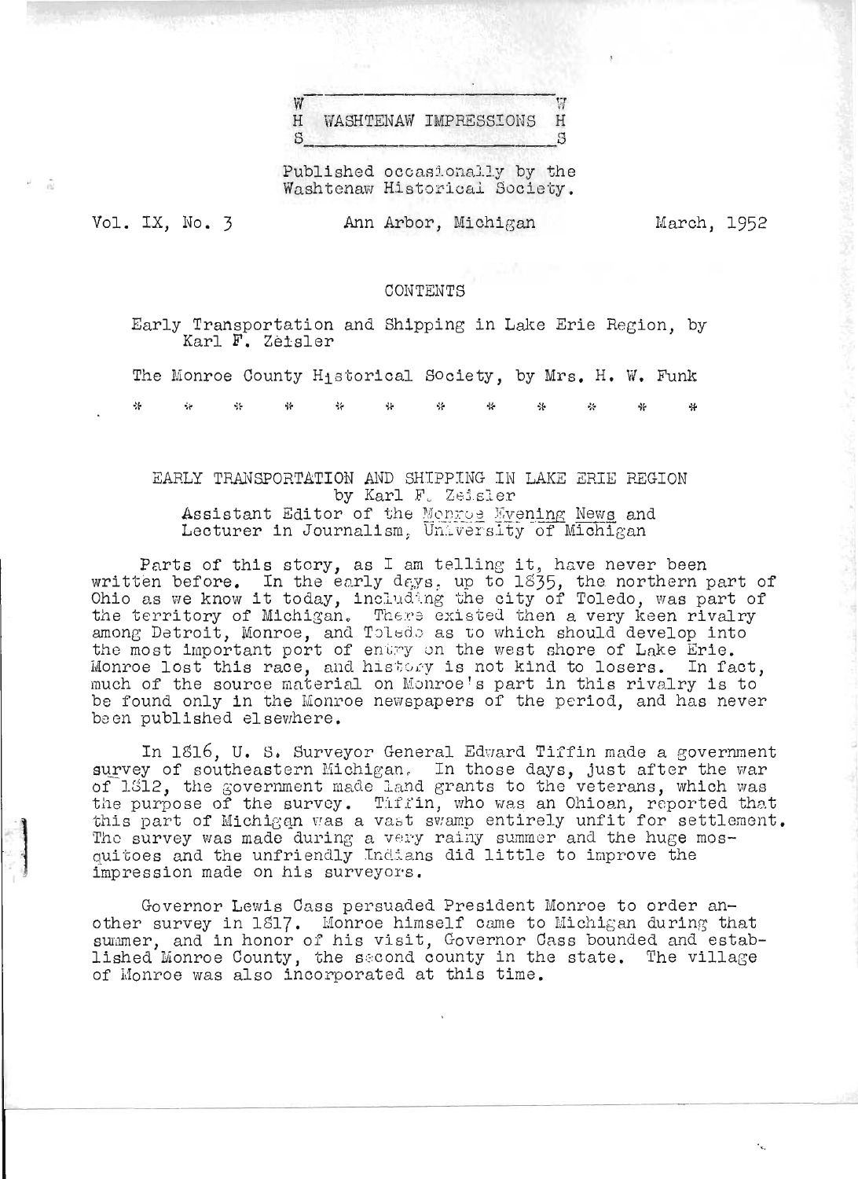# WHS WASHTENAW IMPRESSIONS WHS

Published occasionally by the Washtenaw Historical Society.

Vol. IX, No. 3 | Ann Arbor, Michigan | March, 1952

## CONTENTS

Early Transportation and Shipping in Lake Erie Region, by Karl F. Zeisler

The Monroe County Historical Society, by Mrs. H. W. Funk

\* \* \* \* \* \* \* \* \* \* \* \*

## EARLY TRANSPORTATION AND SHIPPING IN LAKE ERIE REGION

by Karl F. Zeisler

Assistant Editor of the *Monroe Evening News* and Lecturer in Journalism, University of Michigan

Parts of this story, as I am telling it, have never been written before. In the early days, up to 1835, the northern part of Ohio as we know it today, including the city of Toledo, was part of the territory of Michigan. There existed then a very keen rivalry among Detroit, Monroe, and Toledo as to which should develop into the most important port of entry on the west shore of Lake Erie. Monroe lost this race, and history is not kind to losers. In fact, much of the source material on Monroe's part in this rivalry is to be found only in the Monroe newspapers of the period, and has never been published elsewhere.

In 1816, U. S. Surveyor General Edward Tiffin made a government survey of southeastern Michigan. In those days, just after the war of 1812, the government made land grants to the veterans, which was the purpose of the survey. Tiffin, who was an Ohioan, reported that this part of Michigan was a vast swamp entirely unfit for settlement. The survey was made during a very rainy summer and the huge mosquitoes and the unfriendly Indians did little to improve the impression made on his surveyors.

Governor Lewis Cass persuaded President Monroe to order another survey in 1817. Monroe himself came to Michigan during that summer, and in honor of his visit, Governor Cass bounded and established Monroe County, the second county in the state. The village of Monroe was also incorporated at this time.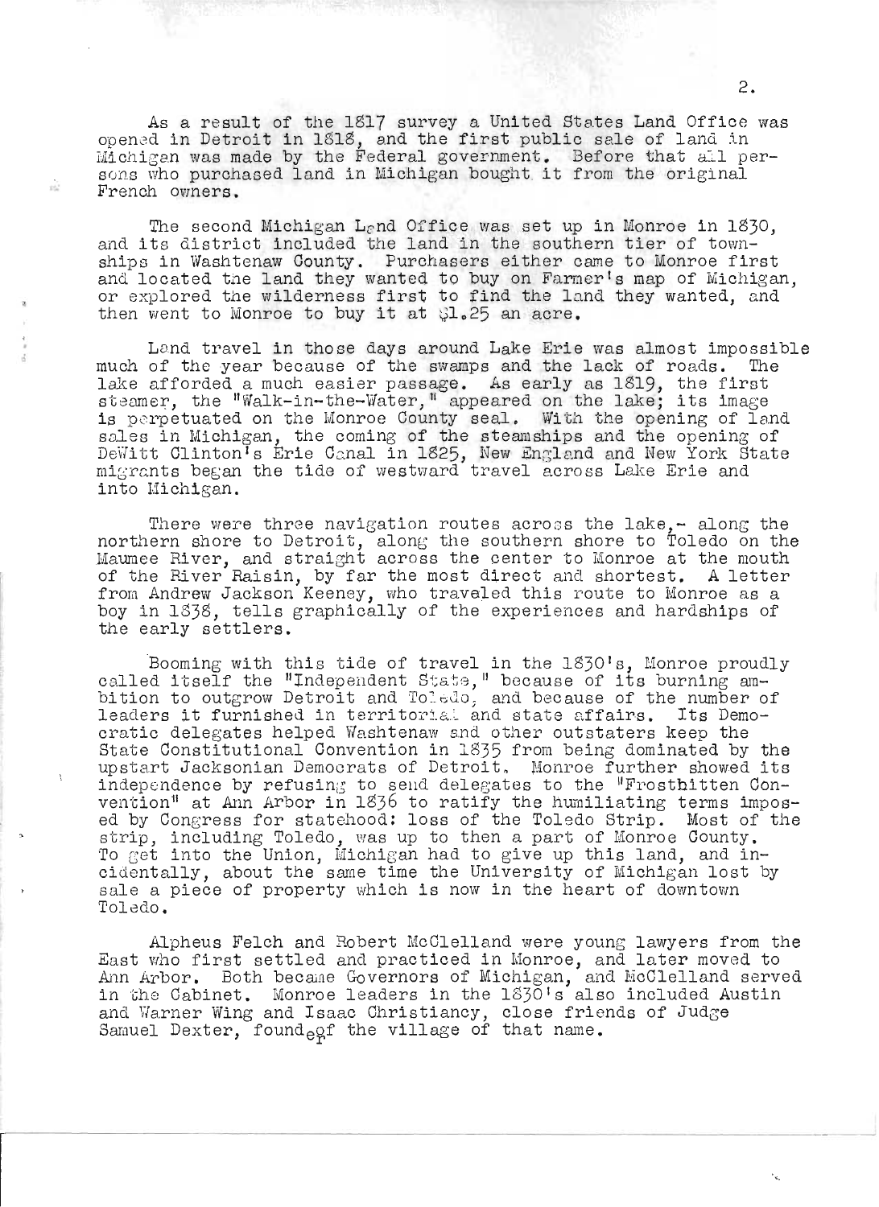As a result of the 1817 survey a United States Land Office was opened in Detroit in 1818, and the first public sale of land in Michigan was made by the Federal government. Before that all persons who purchased land in Michigan bought it from the original French owners.

The second Michigan Land Office was set up in Monroe in 1830, and its district included the land in the southern tier of townships in Washtenaw County. Purchasers either came to Monroe first and located the land they wanted to buy on Farmer's map of Michigan, or explored the wilderness first to find the land they wanted, and then went to Monroe to buy it at $1.25 an acre.

Land travel in those days around Lake Erie was almost impossible much of the year because of the swamps and the lack of roads. The lake afforded a much easier passage. As early as 1819, the first steamer, the "Walk-in-the-Water," appeared on the lake; its image is perpetuated on the Monroe County seal. With the opening of land sales in Michigan, the coming of the steamships and the opening of DeWitt Clinton's Erie Canal in 1825, New England and New York State migrants began the tide of westward travel across Lake Erie and into Michigan.

There were three navigation routes across the lake,- along the northern shore to Detroit, along the southern shore to Toledo on the Maumee River, and straight across the center to Monroe at the mouth of the River Raisin, by far the most direct and shortest. A letter from Andrew Jackson Keeney, who traveled this route to Monroe as a boy in 1838, tells graphically of the experiences and hardships of the early settlers.

Booming with this tide of travel in the 1830's, Monroe proudly called itself the "Independent State," because of its burning ambition to outgrow Detroit and Toledo, and because of the number of leaders it furnished in territorial and state affairs. Its Democratic delegates helped Washtenaw and other outstaters keep the State Constitutional Convention in 1835 from being dominated by the upstart Jacksonian Democrats of Detroit. Monroe further showed its independence by refusing to send delegates to the "Frostbitten Convention" at Ann Arbor in 1836 to ratify the humiliating terms imposed by Congress for statehood: loss of the Toledo Strip. Most of the strip, including Toledo, was up to then a part of Monroe County. To get into the Union, Michigan had to give up this land, and incidentally, about the same time the University of Michigan lost by sale a piece of property which is now in the heart of downtown Toledo.

Alpheus Felch and Robert McClelland were young lawyers from the East who first settled and practiced in Monroe, and later moved to Ann Arbor. Both became Governors of Michigan, and McClelland served in the Cabinet. Monroe leaders in the 1830's also included Austin and Warner Wing and Isaac Christiancy, close friends of Judge Samuel Dexter, founder of the village of that name.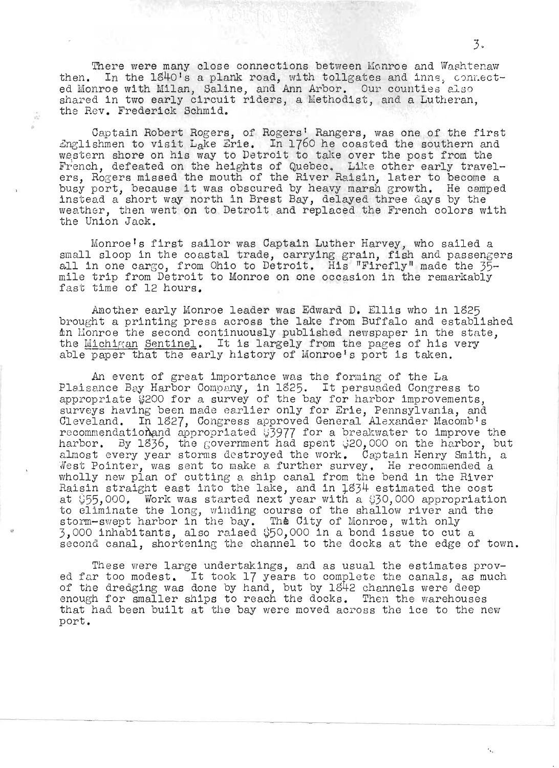There were many close connections between Monroe and Washtenaw then. In the 1840's a plank road, with tollgates and inns, connected Monroe with Milan, Saline, and Ann Arbor. Our counties also shared in two early circuit riders, a Methodist, and a Lutheran, the Rev. Frederick Schmid.

Captain Robert Rogers, of Rogers' Rangers, was one of the first Englishmen to visit Lake Erie. In 1760 he coasted the southern and western shore on his way to Detroit to take over the post from the French, defeated on the heights of Quebec. Like other early travelers, Rogers missed the mouth of the River Raisin, later to become a busy port, because it was obscured by heavy marsh growth. He camped instead a short way north in Brest Bay, delayed three days by the weather, then went on to Detroit and replaced the French colors with the Union Jack.

Monroe's first sailor was Captain Luther Harvey, who sailed a small sloop in the coastal trade, carrying grain, fish and passengers all in one cargo, from Ohio to Detroit. His "Firefly" made the 35-mile trip from Detroit to Monroe on one occasion in the remarkably fast time of 12 hours.

Another early Monroe leader was Edward D. Ellis who in 1825 brought a printing press across the lake from Buffalo and established in Monroe the second continuously published newspaper in the state, the Michigan Sentinel. It is largely from the pages of his very able paper that the early history of Monroe's port is taken.

An event of great importance was the forming of the La Plaisance Bay Harbor Company, in 1825. It persuaded Congress to appropriate $200 for a survey of the bay for harbor improvements, surveys having been made earlier only for Erie, Pennsylvania, and Cleveland. In 1827, Congress approved General Alexander Macomb's recommendation and appropriated $3977 for a breakwater to improve the harbor. By 1836, the government had spent $20,000 on the harbor, but almost every year storms destroyed the work. Captain Henry Smith, a West Pointer, was sent to make a further survey. He recommended a wholly new plan of cutting a ship canal from the bend in the River Raisin straight east into the lake, and in 1834 estimated the cost at $55,000. Work was started next year with a $30,000 appropriation to eliminate the long, winding course of the shallow river and the storm-swept harbor in the bay. The City of Monroe, with only 3,000 inhabitants, also raised $50,000 in a bond issue to cut a second canal, shortening the channel to the docks at the edge of town.

These were large undertakings, and as usual the estimates proved far too modest. It took 17 years to complete the canals, as much of the dredging was done by hand, but by 1842 channels were deep enough for smaller ships to reach the docks. Then the warehouses that had been built at the bay were moved across the ice to the new port.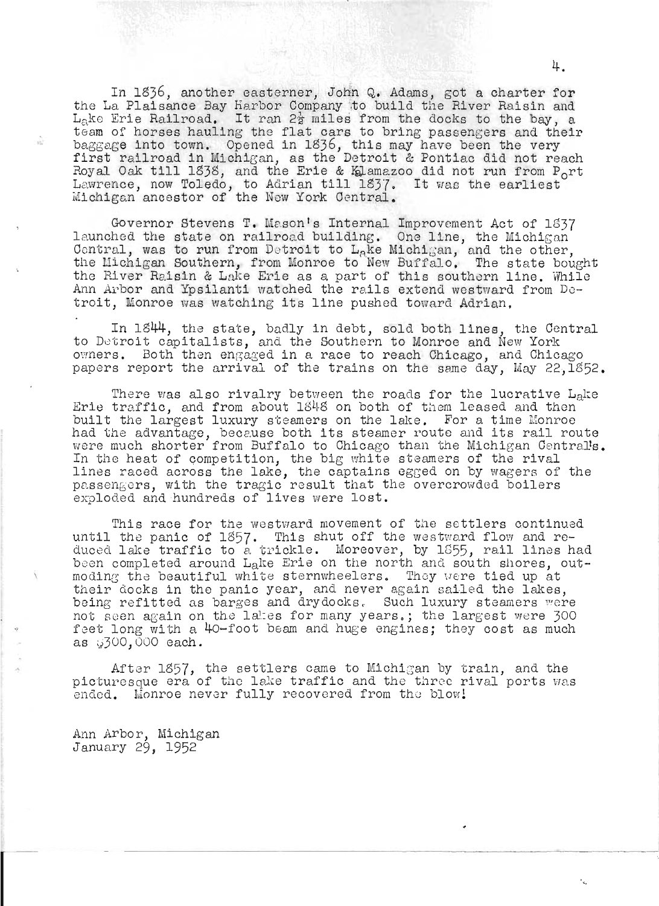In 1836, another easterner, John Q. Adams, got a charter for the La Plaisance Bay Harbor Company to build the River Raisin and Lake Erie Railroad. It ran 2½ miles from the docks to the bay, a team of horses hauling the flat cars to bring passengers and their baggage into town. Opened in 1836, this may have been the very first railroad in Michigan, as the Detroit & Pontiac did not reach Royal Oak till 1838, and the Erie & Kalamazoo did not run from Port Lawrence, now Toledo, to Adrian till 1837. It was the earliest Michigan ancestor of the New York Central.

Governor Stevens T. Mason's Internal Improvement Act of 1837 launched the state on railroad building. One line, the Michigan Central, was to run from Detroit to Lake Michigan, and the other, the Michigan Southern, from Monroe to New Buffalo. The state bought the River Raisin & Lake Erie as a part of this southern line. While Ann Arbor and Ypsilanti watched the rails extend westward from Detroit, Monroe was watching its line pushed toward Adrian.

In 1844, the state, badly in debt, sold both lines, the Central to Detroit capitalists, and the Southern to Monroe and New York owners. Both then engaged in a race to reach Chicago, and Chicago papers report the arrival of the trains on the same day, May 22,1852.

There was also rivalry between the roads for the lucrative Lake Erie traffic, and from about 1848 on both of them leased and then built the largest luxury steamers on the lake. For a time Monroe had the advantage, because both its steamer route and its rail route were much shorter from Buffalo to Chicago than the Michigan Central's. In the heat of competition, the big white steamers of the rival lines raced across the lake, the captains egged on by wagers of the passengers, with the tragic result that the overcrowded boilers exploded and hundreds of lives were lost.

This race for the westward movement of the settlers continued until the panic of 1857. This shut off the westward flow and reduced lake traffic to a trickle. Moreover, by 1855, rail lines had been completed around Lake Erie on the north and south shores, outmoding the beautiful white sternwheelers. They were tied up at their docks in the panic year, and never again sailed the lakes, being refitted as barges and drydocks. Such luxury steamers were not seen again on the lakes for many years.; the largest were 300 feet long with a 40-foot beam and huge engines; they cost as much as $300,000 each.

After 1857, the settlers came to Michigan by train, and the picturesque era of the lake traffic and the three rival ports was ended. Monroe never fully recovered from the blow!

Ann Arbor, Michigan
January 29, 1952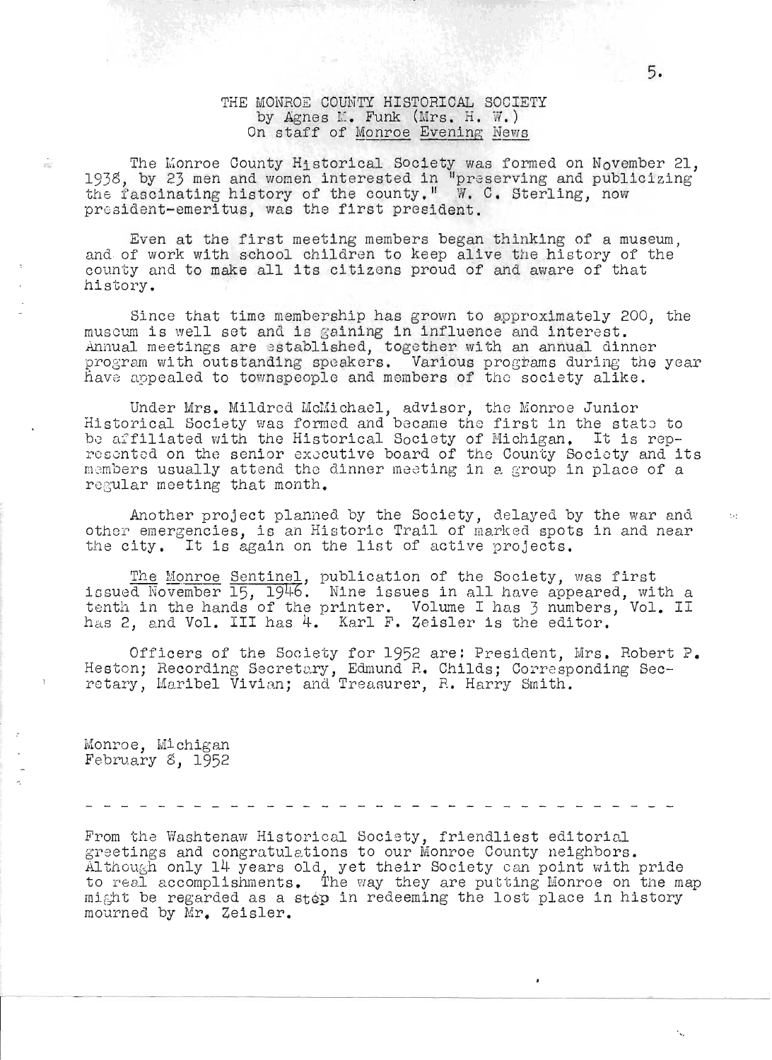# THE MONROE COUNTY HISTORICAL SOCIETY

by Agnes M. Funk (Mrs. H. W.)
On staff of Monroe Evening News

The Monroe County Historical Society was formed on November 21, 1938, by 23 men and women interested in "preserving and publicizing the fascinating history of the county." W. C. Sterling, now president-emeritus, was the first president.

Even at the first meeting members began thinking of a museum, and of work with school children to keep alive the history of the county and to make all its citizens proud of and aware of that history.

Since that time membership has grown to approximately 200, the museum is well set and is gaining in influence and interest. Annual meetings are established, together with an annual dinner program with outstanding speakers. Various programs during the year have appealed to townspeople and members of the society alike.

Under Mrs. Mildred McMichael, advisor, the Monroe Junior Historical Society was formed and became the first in the state to be affiliated with the Historical Society of Michigan. It is represented on the senior executive board of the County Society and its members usually attend the dinner meeting in a group in place of a regular meeting that month.

Another project planned by the Society, delayed by the war and other emergencies, is an Historic Trail of marked spots in and near the city. It is again on the list of active projects.

The Monroe Sentinel, publication of the Society, was first issued November 15, 1946. Nine issues in all have appeared, with a tenth in the hands of the printer. Volume I has 3 numbers, Vol. II has 2, and Vol. III has 4. Karl F. Zeisler is the editor.

Officers of the Society for 1952 are: President, Mrs. Robert P. Heston; Recording Secretary, Edmund R. Childs; Corresponding Secretary, Maribel Vivian; and Treasurer, R. Harry Smith.

Monroe, Michigan
February 8, 1952

---

From the Washtenaw Historical Society, friendliest editorial greetings and congratulations to our Monroe County neighbors. Although only 14 years old, yet their Society can point with pride to real accomplishments. The way they are putting Monroe on the map might be regarded as a step in redeeming the lost place in history mourned by Mr. Zeisler.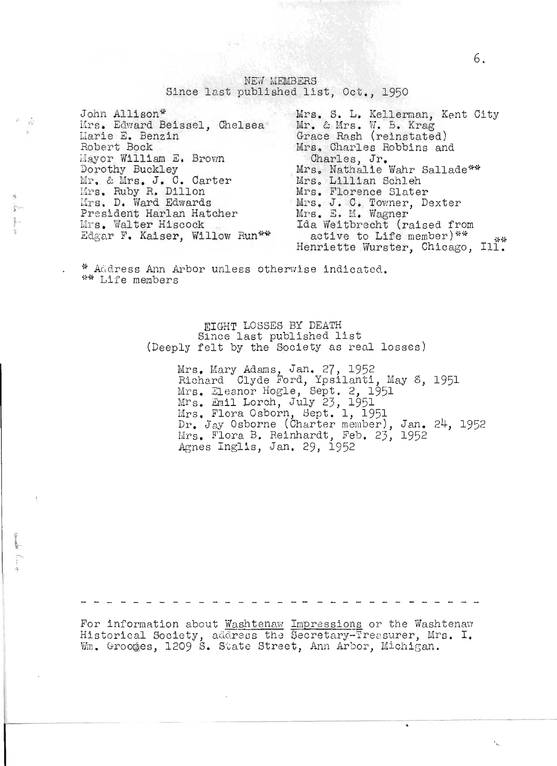## NEW MEMBERS
Since last published list, Oct., 1950

John Allison*
Mrs. Edward Beissel, Chelsea
Marie E. Benzin
Robert Bock
Mayor William E. Brown
Dorothy Buckley
Mr. & Mrs. J. C. Carter
Mrs. Ruby R. Dillon
Mrs. D. Ward Edwards
President Harlan Hatcher
Mrs. Walter Hiscock
Edgar F. Kaiser, Willow Run**
Mrs. S. L. Kellerman, Kent City
Mr. & Mrs. W. B. Krag
Grace Rash (reinstated)
Mrs. Charles Robbins and
Charles, Jr.
Mrs. Nathalie Wahr Sallade**
Mrs. Lillian Schleh
Mrs. Florence Slater
Mrs. J. C. Towner, Dexter
Mrs. E. M. Wagner
Ida Weitbrecht (raised from
active to Life member)**
Henriette Wurster, Chicago, Ill.**

\* Address Ann Arbor unless otherwise indicated.
** Life members

## EIGHT LOSSES BY DEATH
Since last published list
(Deeply felt by the Society as real losses)

Mrs. Mary Adams, Jan. 27, 1952
Richard Clyde Ford, Ypsilanti, May 8, 1951
Mrs. Eleanor Hogle, Sept. 2, 1951
Mrs. Emil Lorch, July 23, 1951
Mrs. Flora Osborn, Sept. 1, 1951
Dr. Jay Osborne (Charter member), Jan. 24, 1952
Mrs. Flora B. Reinhardt, Feb. 23, 1952
Agnes Inglis, Jan. 29, 1952

---

For information about Washtenaw Impressions or the Washtenaw Historical Society, address the Secretary-Treasurer, Mrs. I. Wm. Groomes, 1209 S. State Street, Ann Arbor, Michigan.